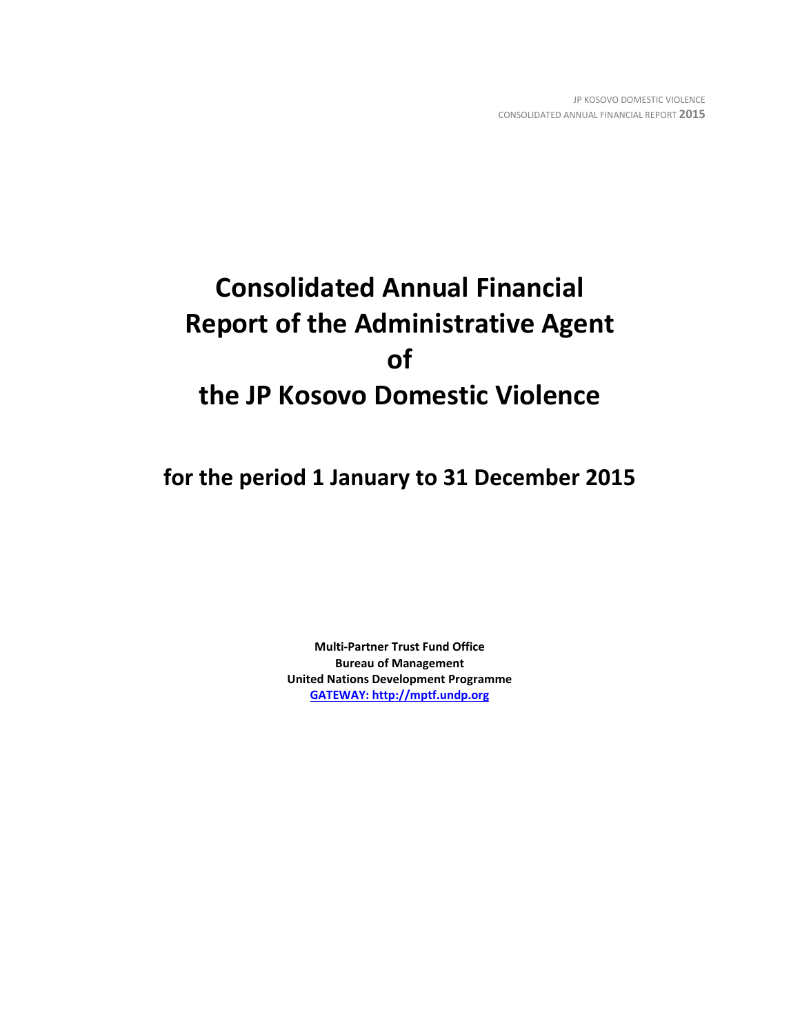# Consolidated Annual Financial Report of the Administrative Agent of the JP Kosovo Domestic Violence

## for the period 1 January to 31 December 2015

**Multi-Partner Trust Fund Office**
**Bureau of Management**
**United Nations Development Programme**
**GATEWAY: http://mptf.undp.org**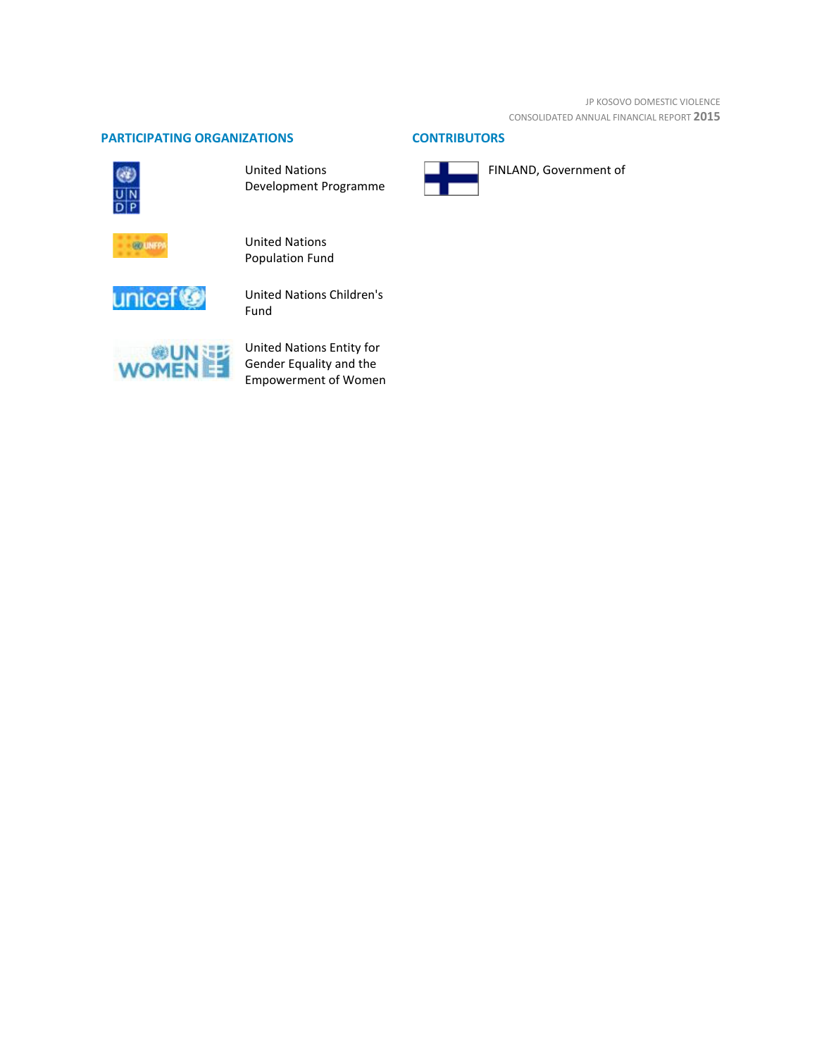## PARTICIPATING ORGANIZATIONS

United Nations Development Programme

United Nations Population Fund

United Nations Children's Fund

United Nations Entity for Gender Equality and the Empowerment of Women

## CONTRIBUTORS

FINLAND, Government of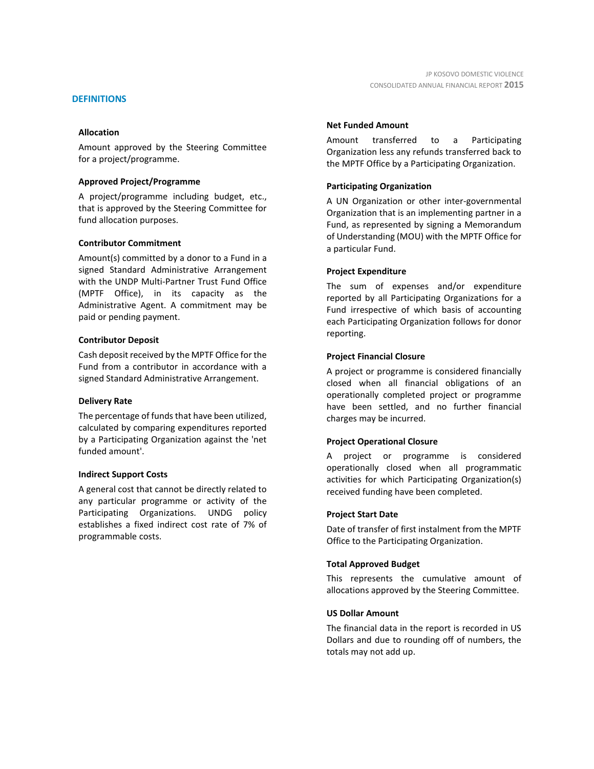# DEFINITIONS

### Allocation

Amount approved by the Steering Committee for a project/programme.

### Approved Project/Programme

A project/programme including budget, etc., that is approved by the Steering Committee for fund allocation purposes.

### Contributor Commitment

Amount(s) committed by a donor to a Fund in a signed Standard Administrative Arrangement with the UNDP Multi-Partner Trust Fund Office (MPTF Office), in its capacity as the Administrative Agent. A commitment may be paid or pending payment.

### Contributor Deposit

Cash deposit received by the MPTF Office for the Fund from a contributor in accordance with a signed Standard Administrative Arrangement.

### Delivery Rate

The percentage of funds that have been utilized, calculated by comparing expenditures reported by a Participating Organization against the 'net funded amount'.

### Indirect Support Costs

A general cost that cannot be directly related to any particular programme or activity of the Participating Organizations. UNDG policy establishes a fixed indirect cost rate of 7% of programmable costs.

### Net Funded Amount

Amount transferred to a Participating Organization less any refunds transferred back to the MPTF Office by a Participating Organization.

### Participating Organization

A UN Organization or other inter-governmental Organization that is an implementing partner in a Fund, as represented by signing a Memorandum of Understanding (MOU) with the MPTF Office for a particular Fund.

### Project Expenditure

The sum of expenses and/or expenditure reported by all Participating Organizations for a Fund irrespective of which basis of accounting each Participating Organization follows for donor reporting.

### Project Financial Closure

A project or programme is considered financially closed when all financial obligations of an operationally completed project or programme have been settled, and no further financial charges may be incurred.

### Project Operational Closure

A project or programme is considered operationally closed when all programmatic activities for which Participating Organization(s) received funding have been completed.

### Project Start Date

Date of transfer of first instalment from the MPTF Office to the Participating Organization.

### Total Approved Budget

This represents the cumulative amount of allocations approved by the Steering Committee.

### US Dollar Amount

The financial data in the report is recorded in US Dollars and due to rounding off of numbers, the totals may not add up.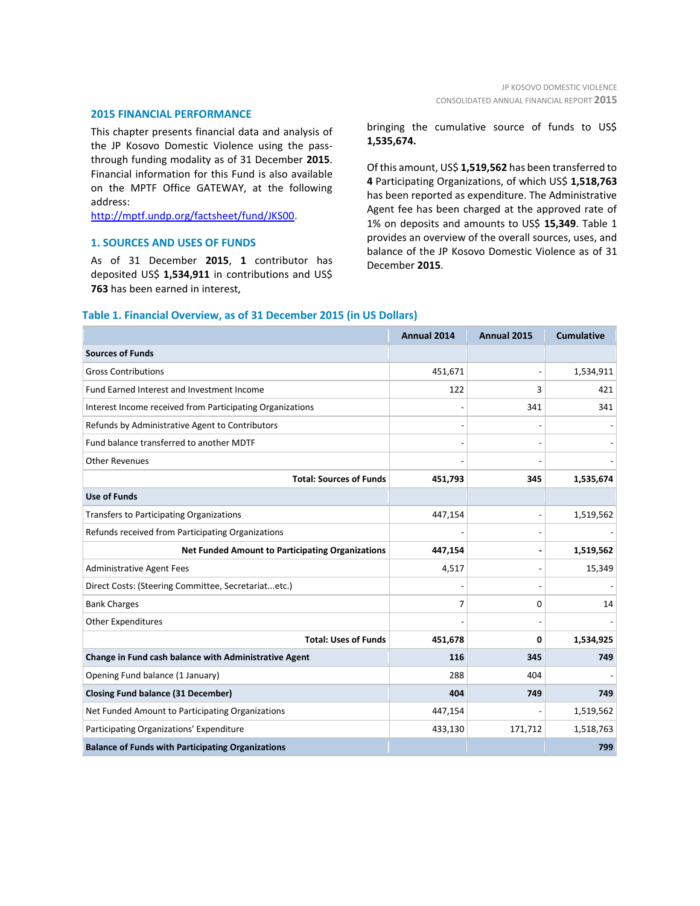## 2015 FINANCIAL PERFORMANCE

This chapter presents financial data and analysis of the JP Kosovo Domestic Violence using the pass-through funding modality as of 31 December **2015**. Financial information for this Fund is also available on the MPTF Office GATEWAY, at the following address: http://mptf.undp.org/factsheet/fund/JKS00.

### 1. SOURCES AND USES OF FUNDS

As of 31 December **2015**, **1** contributor has deposited US$ **1,534,911** in contributions and US$ **763** has been earned in interest, bringing the cumulative source of funds to US$ **1,535,674.**

Of this amount, US$ **1,519,562** has been transferred to **4** Participating Organizations, of which US$ **1,518,763** has been reported as expenditure. The Administrative Agent fee has been charged at the approved rate of 1% on deposits and amounts to US$ **15,349**. Table 1 provides an overview of the overall sources, uses, and balance of the JP Kosovo Domestic Violence as of 31 December **2015**.

**Table 1. Financial Overview, as of 31 December 2015 (in US Dollars)**

| | Annual 2014 | Annual 2015 | Cumulative |
|---|---|---|---|
| **Sources of Funds** | | | |
| Gross Contributions | 451,671 | - | 1,534,911 |
| Fund Earned Interest and Investment Income | 122 | 3 | 421 |
| Interest Income received from Participating Organizations | - | 341 | 341 |
| Refunds by Administrative Agent to Contributors | - | - | - |
| Fund balance transferred to another MDTF | - | - | - |
| Other Revenues | - | - | - |
| **Total: Sources of Funds** | **451,793** | **345** | **1,535,674** |
| **Use of Funds** | | | |
| Transfers to Participating Organizations | 447,154 | - | 1,519,562 |
| Refunds received from Participating Organizations | - | - | - |
| **Net Funded Amount to Participating Organizations** | **447,154** | **-** | **1,519,562** |
| Administrative Agent Fees | 4,517 | - | 15,349 |
| Direct Costs: (Steering Committee, Secretariat...etc.) | - | - | - |
| Bank Charges | 7 | 0 | 14 |
| Other Expenditures | - | - | - |
| **Total: Uses of Funds** | **451,678** | **0** | **1,534,925** |
| **Change in Fund cash balance with Administrative Agent** | **116** | **345** | **749** |
| Opening Fund balance (1 January) | 288 | 404 | - |
| **Closing Fund balance (31 December)** | **404** | **749** | **749** |
| Net Funded Amount to Participating Organizations | 447,154 | - | 1,519,562 |
| Participating Organizations' Expenditure | 433,130 | 171,712 | 1,518,763 |
| **Balance of Funds with Participating Organizations** | | | **799** |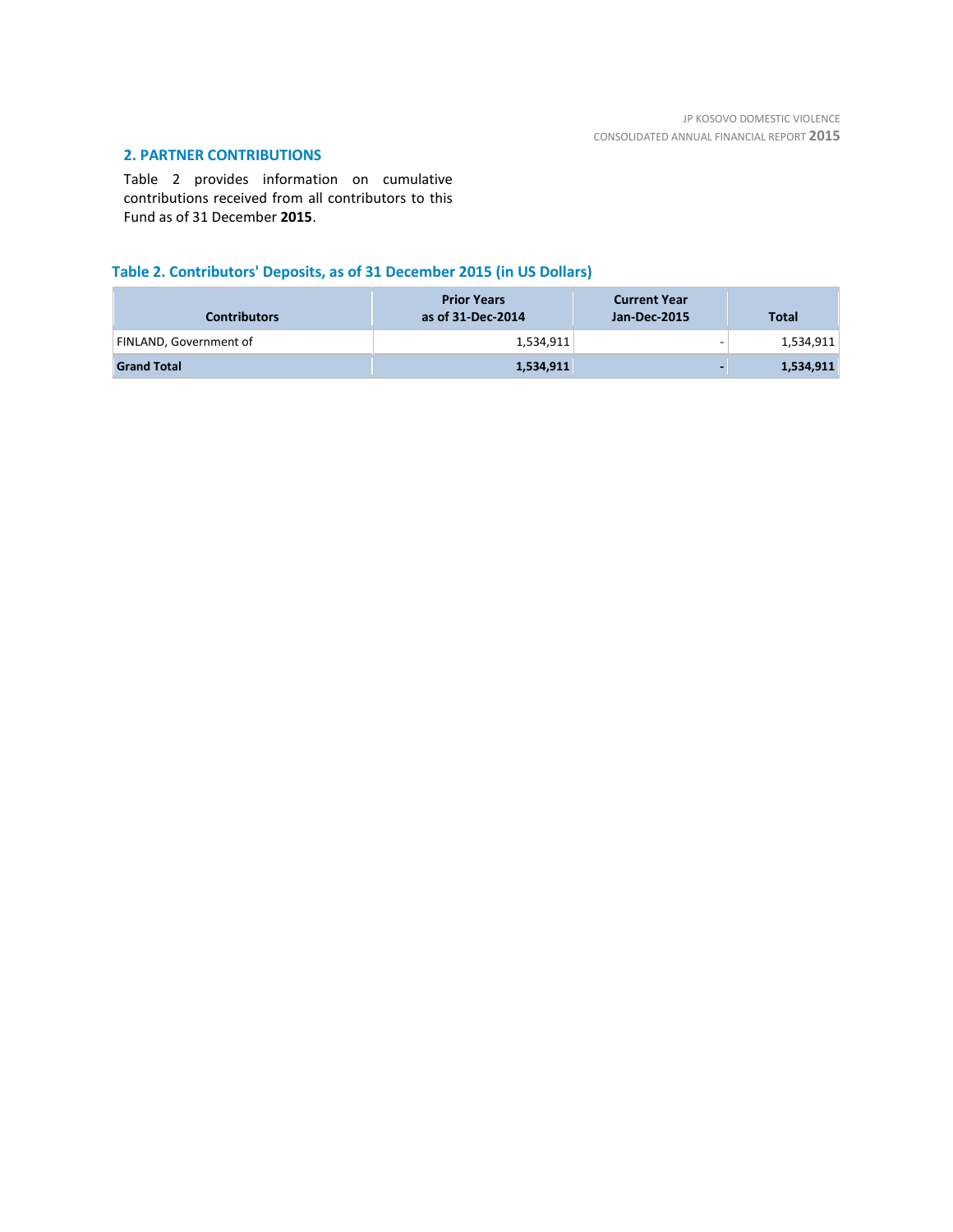## 2. PARTNER CONTRIBUTIONS

Table 2 provides information on cumulative contributions received from all contributors to this Fund as of 31 December **2015**.

### Table 2. Contributors' Deposits, as of 31 December 2015 (in US Dollars)

| Contributors | Prior Years as of 31-Dec-2014 | Current Year Jan-Dec-2015 | Total |
|---|---:|---:|---:|
| FINLAND, Government of | 1,534,911 | - | 1,534,911 |
| **Grand Total** | **1,534,911** | **-** | **1,534,911** |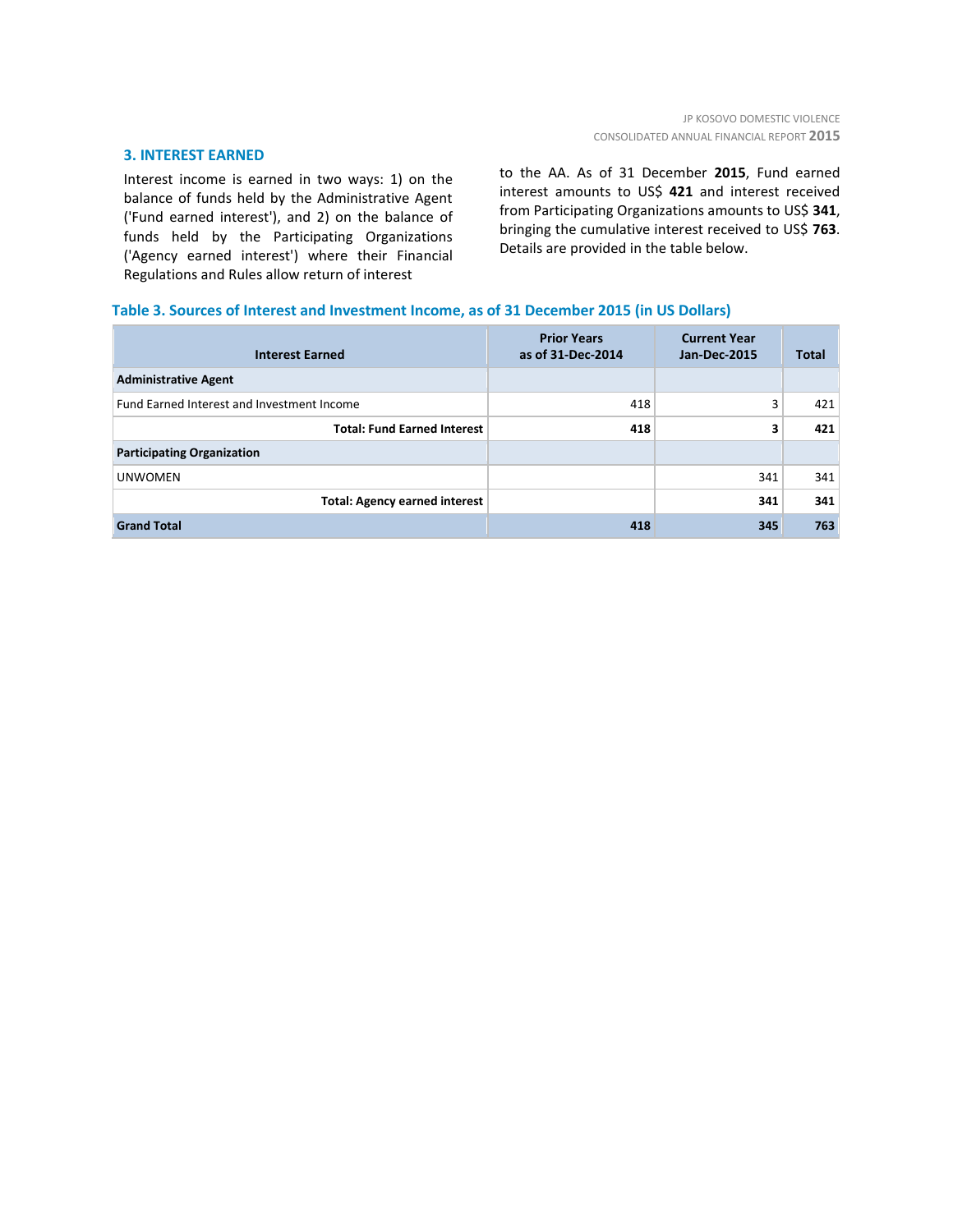## 3. INTEREST EARNED

Interest income is earned in two ways: 1) on the balance of funds held by the Administrative Agent ('Fund earned interest'), and 2) on the balance of funds held by the Participating Organizations ('Agency earned interest') where their Financial Regulations and Rules allow return of interest to the AA. As of 31 December **2015**, Fund earned interest amounts to US$ **421** and interest received from Participating Organizations amounts to US$ **341**, bringing the cumulative interest received to US$ **763**. Details are provided in the table below.

### Table 3. Sources of Interest and Investment Income, as of 31 December 2015 (in US Dollars)

| Interest Earned | Prior Years as of 31-Dec-2014 | Current Year Jan-Dec-2015 | Total |
|---|---|---|---|
| **Administrative Agent** | | | |
| Fund Earned Interest and Investment Income | 418 | 3 | 421 |
| **Total: Fund Earned Interest** | **418** | **3** | **421** |
| **Participating Organization** | | | |
| UNWOMEN | | 341 | 341 |
| **Total: Agency earned interest** | | **341** | **341** |
| **Grand Total** | **418** | **345** | **763** |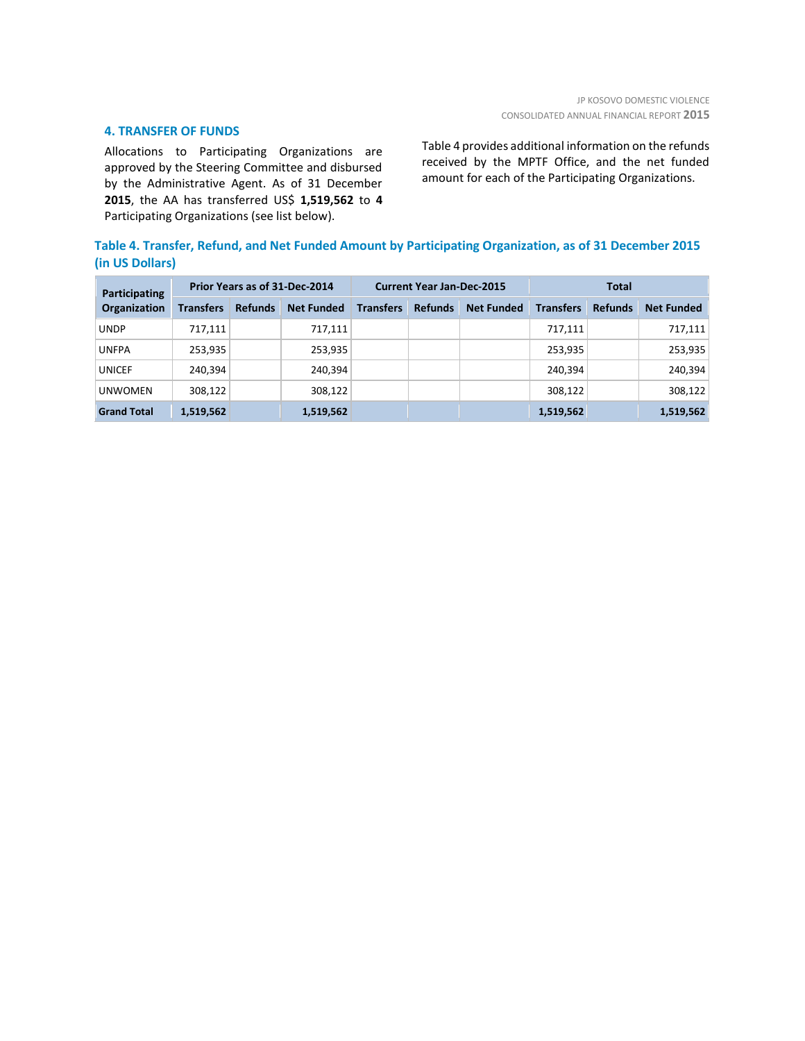## 4. TRANSFER OF FUNDS

Allocations to Participating Organizations are approved by the Steering Committee and disbursed by the Administrative Agent. As of 31 December **2015**, the AA has transferred US$ **1,519,562** to **4** Participating Organizations (see list below).

Table 4 provides additional information on the refunds received by the MPTF Office, and the net funded amount for each of the Participating Organizations.

**Table 4. Transfer, Refund, and Net Funded Amount by Participating Organization, as of 31 December 2015 (in US Dollars)**

| Participating Organization | Prior Years as of 31-Dec-2014 | | | Current Year Jan-Dec-2015 | | | Total | | |
|---|---|---|---|---|---|---|---|---|---|
| | Transfers | Refunds | Net Funded | Transfers | Refunds | Net Funded | Transfers | Refunds | Net Funded |
| UNDP | 717,111 | | 717,111 | | | | 717,111 | | 717,111 |
| UNFPA | 253,935 | | 253,935 | | | | 253,935 | | 253,935 |
| UNICEF | 240,394 | | 240,394 | | | | 240,394 | | 240,394 |
| UNWOMEN | 308,122 | | 308,122 | | | | 308,122 | | 308,122 |
| **Grand Total** | **1,519,562** | | **1,519,562** | | | | **1,519,562** | | **1,519,562** |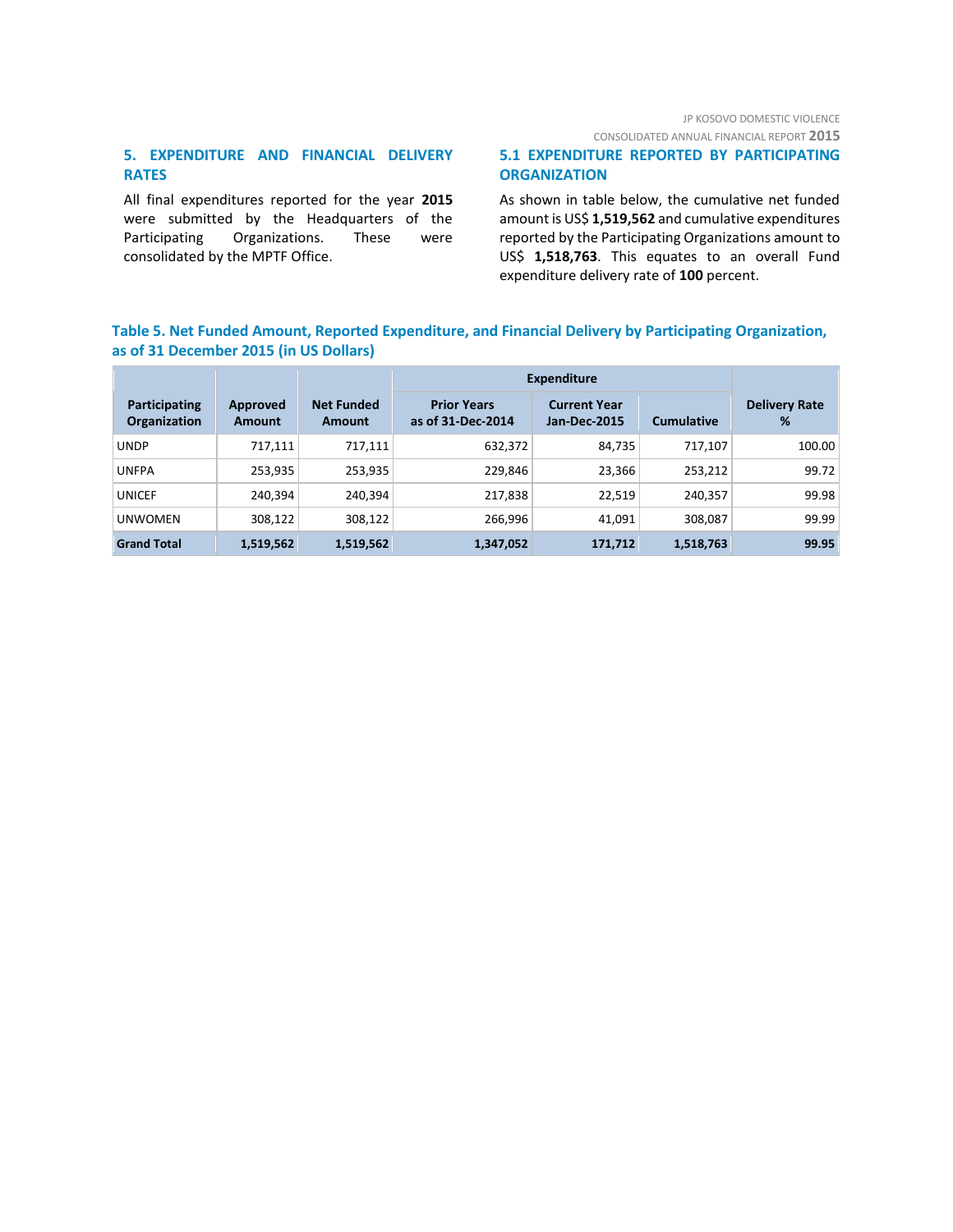## 5. EXPENDITURE AND FINANCIAL DELIVERY RATES

All final expenditures reported for the year **2015** were submitted by the Headquarters of the Participating Organizations. These were consolidated by the MPTF Office.

### 5.1 EXPENDITURE REPORTED BY PARTICIPATING ORGANIZATION

As shown in table below, the cumulative net funded amount is US$ **1,519,562** and cumulative expenditures reported by the Participating Organizations amount to US$ **1,518,763**. This equates to an overall Fund expenditure delivery rate of **100** percent.

**Table 5. Net Funded Amount, Reported Expenditure, and Financial Delivery by Participating Organization, as of 31 December 2015 (in US Dollars)**

| Participating Organization | Approved Amount | Net Funded Amount | Expenditure | | | Delivery Rate % |
|---|---|---|---|---|---|---|
| | | | Prior Years as of 31-Dec-2014 | Current Year Jan-Dec-2015 | Cumulative | |
| UNDP | 717,111 | 717,111 | 632,372 | 84,735 | 717,107 | 100.00 |
| UNFPA | 253,935 | 253,935 | 229,846 | 23,366 | 253,212 | 99.72 |
| UNICEF | 240,394 | 240,394 | 217,838 | 22,519 | 240,357 | 99.98 |
| UNWOMEN | 308,122 | 308,122 | 266,996 | 41,091 | 308,087 | 99.99 |
| **Grand Total** | **1,519,562** | **1,519,562** | **1,347,052** | **171,712** | **1,518,763** | **99.95** |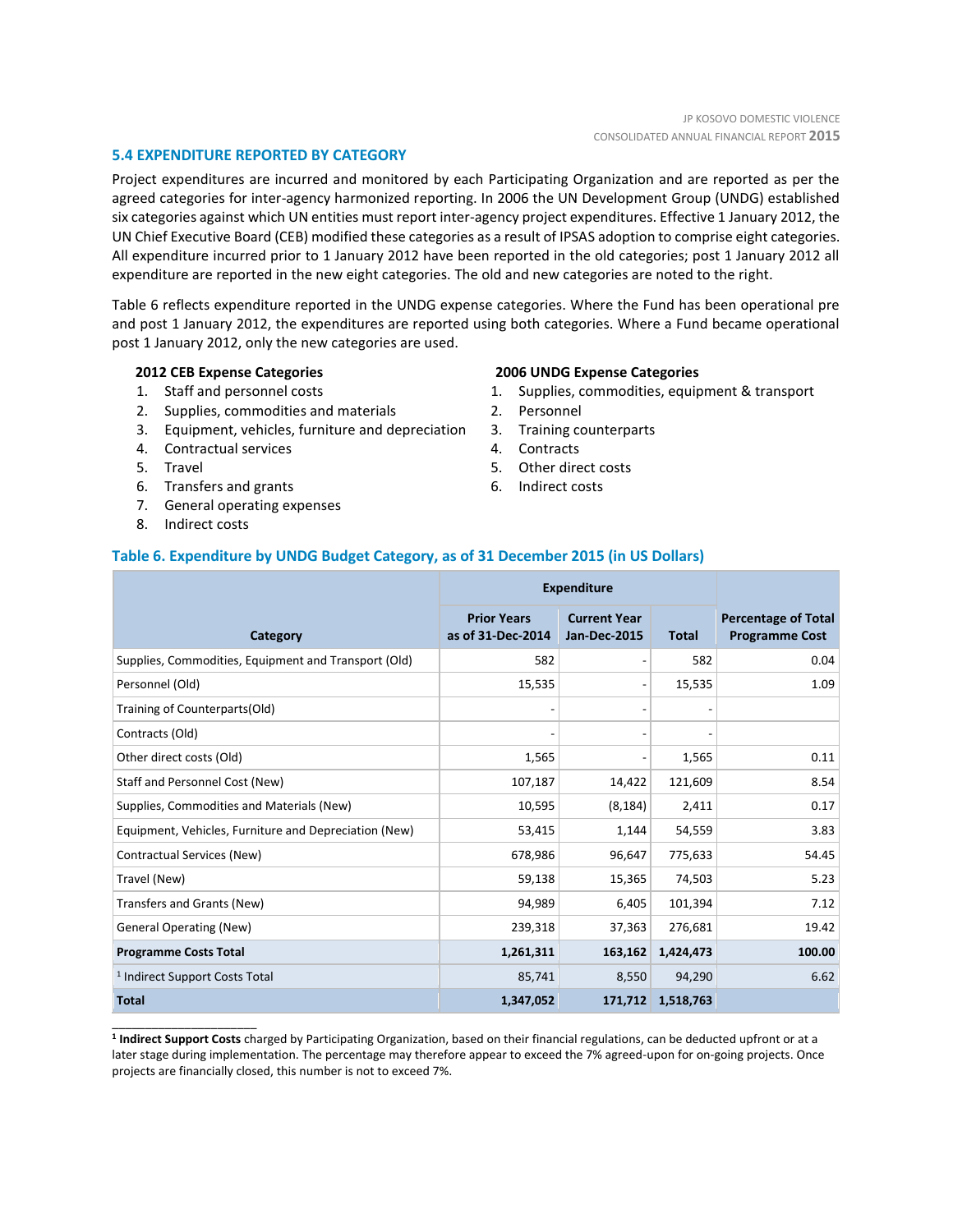## 5.4 EXPENDITURE REPORTED BY CATEGORY

Project expenditures are incurred and monitored by each Participating Organization and are reported as per the agreed categories for inter-agency harmonized reporting. In 2006 the UN Development Group (UNDG) established six categories against which UN entities must report inter-agency project expenditures. Effective 1 January 2012, the UN Chief Executive Board (CEB) modified these categories as a result of IPSAS adoption to comprise eight categories. All expenditure incurred prior to 1 January 2012 have been reported in the old categories; post 1 January 2012 all expenditure are reported in the new eight categories. The old and new categories are noted to the right.

Table 6 reflects expenditure reported in the UNDG expense categories. Where the Fund has been operational pre and post 1 January 2012, the expenditures are reported using both categories. Where a Fund became operational post 1 January 2012, only the new categories are used.

**2012 CEB Expense Categories**

1. Staff and personnel costs
2. Supplies, commodities and materials
3. Equipment, vehicles, furniture and depreciation
4. Contractual services
5. Travel
6. Transfers and grants
7. General operating expenses
8. Indirect costs

**2006 UNDG Expense Categories**

1. Supplies, commodities, equipment & transport
2. Personnel
3. Training counterparts
4. Contracts
5. Other direct costs
6. Indirect costs

### Table 6. Expenditure by UNDG Budget Category, as of 31 December 2015 (in US Dollars)

| Category | Expenditure | | | Percentage of Total Programme Cost |
|---|---|---|---|---|
| | Prior Years as of 31-Dec-2014 | Current Year Jan-Dec-2015 | Total | |
| Supplies, Commodities, Equipment and Transport (Old) | 582 | - | 582 | 0.04 |
| Personnel (Old) | 15,535 | - | 15,535 | 1.09 |
| Training of Counterparts(Old) | - | - | - | |
| Contracts (Old) | - | - | - | |
| Other direct costs (Old) | 1,565 | - | 1,565 | 0.11 |
| Staff and Personnel Cost (New) | 107,187 | 14,422 | 121,609 | 8.54 |
| Supplies, Commodities and Materials (New) | 10,595 | (8,184) | 2,411 | 0.17 |
| Equipment, Vehicles, Furniture and Depreciation (New) | 53,415 | 1,144 | 54,559 | 3.83 |
| Contractual Services (New) | 678,986 | 96,647 | 775,633 | 54.45 |
| Travel (New) | 59,138 | 15,365 | 74,503 | 5.23 |
| Transfers and Grants (New) | 94,989 | 6,405 | 101,394 | 7.12 |
| General Operating (New) | 239,318 | 37,363 | 276,681 | 19.42 |
| **Programme Costs Total** | **1,261,311** | **163,162** | **1,424,473** | **100.00** |
| [1] Indirect Support Costs Total | 85,741 | 8,550 | 94,290 | 6.62 |
| **Total** | **1,347,052** | **171,712** | **1,518,763** | |

[1] **Indirect Support Costs** charged by Participating Organization, based on their financial regulations, can be deducted upfront or at a later stage during implementation. The percentage may therefore appear to exceed the 7% agreed-upon for on-going projects. Once projects are financially closed, this number is not to exceed 7%.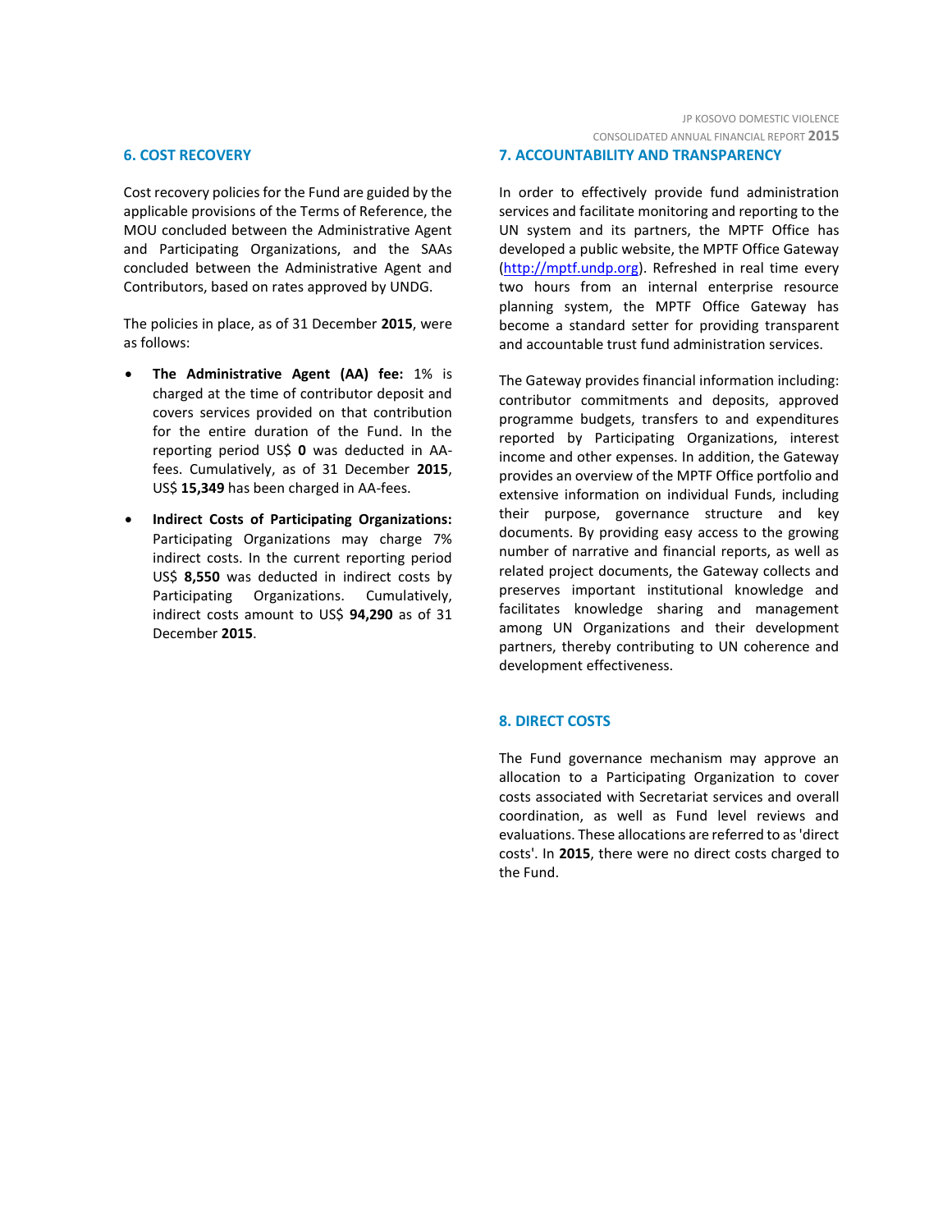## 6. COST RECOVERY

Cost recovery policies for the Fund are guided by the applicable provisions of the Terms of Reference, the MOU concluded between the Administrative Agent and Participating Organizations, and the SAAs concluded between the Administrative Agent and Contributors, based on rates approved by UNDG.

The policies in place, as of 31 December **2015**, were as follows:

- **The Administrative Agent (AA) fee:** 1% is charged at the time of contributor deposit and covers services provided on that contribution for the entire duration of the Fund. In the reporting period US$ **0** was deducted in AA-fees. Cumulatively, as of 31 December **2015**, US$ **15,349** has been charged in AA-fees.
- **Indirect Costs of Participating Organizations:** Participating Organizations may charge 7% indirect costs. In the current reporting period US$ **8,550** was deducted in indirect costs by Participating Organizations. Cumulatively, indirect costs amount to US$ **94,290** as of 31 December **2015**.

## 7. ACCOUNTABILITY AND TRANSPARENCY

In order to effectively provide fund administration services and facilitate monitoring and reporting to the UN system and its partners, the MPTF Office has developed a public website, the MPTF Office Gateway (http://mptf.undp.org). Refreshed in real time every two hours from an internal enterprise resource planning system, the MPTF Office Gateway has become a standard setter for providing transparent and accountable trust fund administration services.

The Gateway provides financial information including: contributor commitments and deposits, approved programme budgets, transfers to and expenditures reported by Participating Organizations, interest income and other expenses. In addition, the Gateway provides an overview of the MPTF Office portfolio and extensive information on individual Funds, including their purpose, governance structure and key documents. By providing easy access to the growing number of narrative and financial reports, as well as related project documents, the Gateway collects and preserves important institutional knowledge and facilitates knowledge sharing and management among UN Organizations and their development partners, thereby contributing to UN coherence and development effectiveness.

## 8. DIRECT COSTS

The Fund governance mechanism may approve an allocation to a Participating Organization to cover costs associated with Secretariat services and overall coordination, as well as Fund level reviews and evaluations. These allocations are referred to as 'direct costs'. In **2015**, there were no direct costs charged to the Fund.